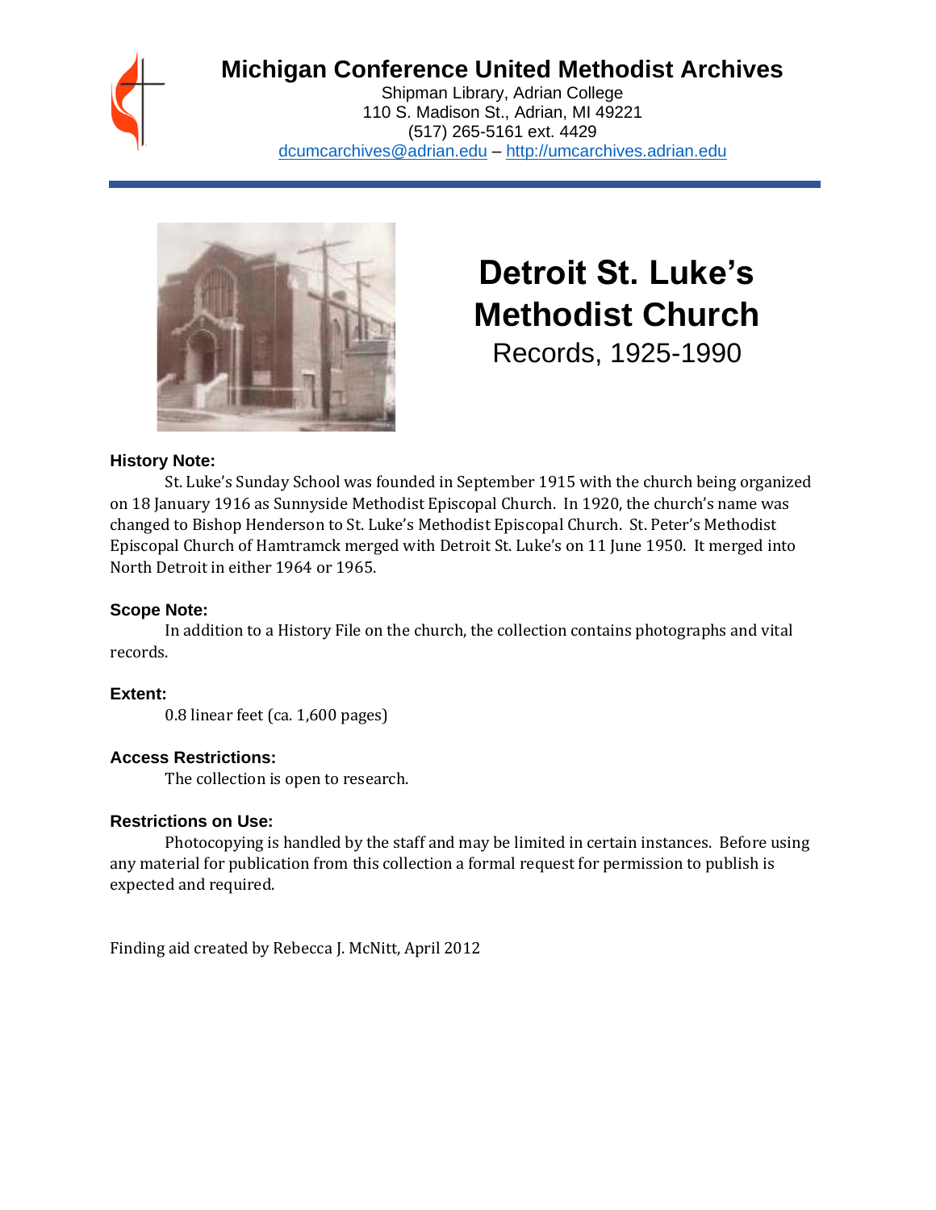# Michigan Conference United Methodist Archives

Shipman Library, Adrian College
110 S. Madison St., Adrian, MI 49221
(517) 265-5161 ext. 4429
dcumcarchives@adrian.edu – http://umcarchives.adrian.edu

# Detroit St. Luke's Methodist Church

Records, 1925-1990

### History Note:

St. Luke's Sunday School was founded in September 1915 with the church being organized on 18 January 1916 as Sunnyside Methodist Episcopal Church. In 1920, the church's name was changed to Bishop Henderson to St. Luke's Methodist Episcopal Church. St. Peter's Methodist Episcopal Church of Hamtramck merged with Detroit St. Luke's on 11 June 1950. It merged into North Detroit in either 1964 or 1965.

### Scope Note:

In addition to a History File on the church, the collection contains photographs and vital records.

### Extent:

0.8 linear feet (ca. 1,600 pages)

### Access Restrictions:

The collection is open to research.

### Restrictions on Use:

Photocopying is handled by the staff and may be limited in certain instances. Before using any material for publication from this collection a formal request for permission to publish is expected and required.

Finding aid created by Rebecca J. McNitt, April 2012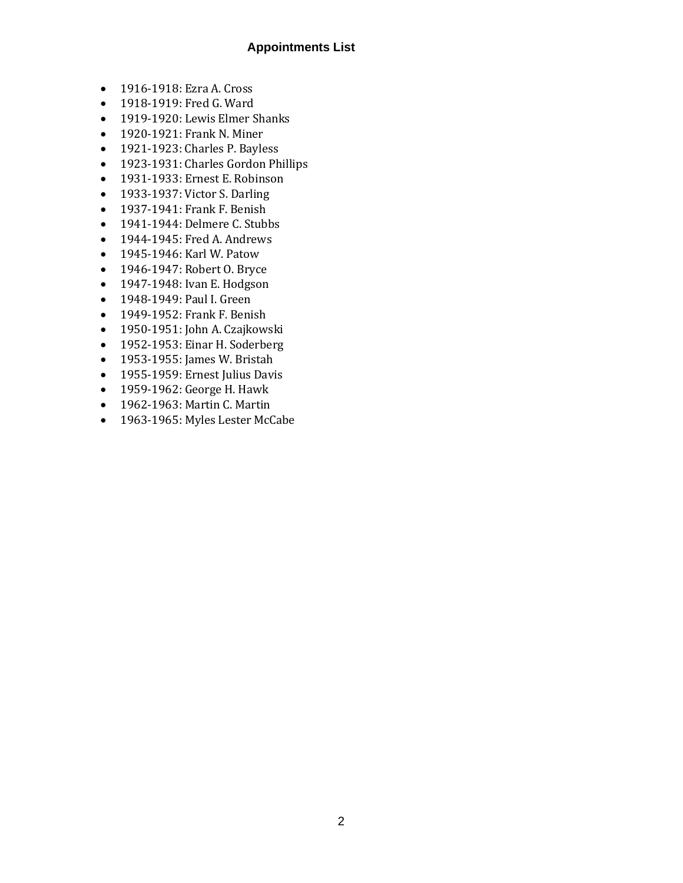## Appointments List

- 1916-1918: Ezra A. Cross
- 1918-1919: Fred G. Ward
- 1919-1920: Lewis Elmer Shanks
- 1920-1921: Frank N. Miner
- 1921-1923: Charles P. Bayless
- 1923-1931: Charles Gordon Phillips
- 1931-1933: Ernest E. Robinson
- 1933-1937: Victor S. Darling
- 1937-1941: Frank F. Benish
- 1941-1944: Delmere C. Stubbs
- 1944-1945: Fred A. Andrews
- 1945-1946: Karl W. Patow
- 1946-1947: Robert O. Bryce
- 1947-1948: Ivan E. Hodgson
- 1948-1949: Paul I. Green
- 1949-1952: Frank F. Benish
- 1950-1951: John A. Czajkowski
- 1952-1953: Einar H. Soderberg
- 1953-1955: James W. Bristah
- 1955-1959: Ernest Julius Davis
- 1959-1962: George H. Hawk
- 1962-1963: Martin C. Martin
- 1963-1965: Myles Lester McCabe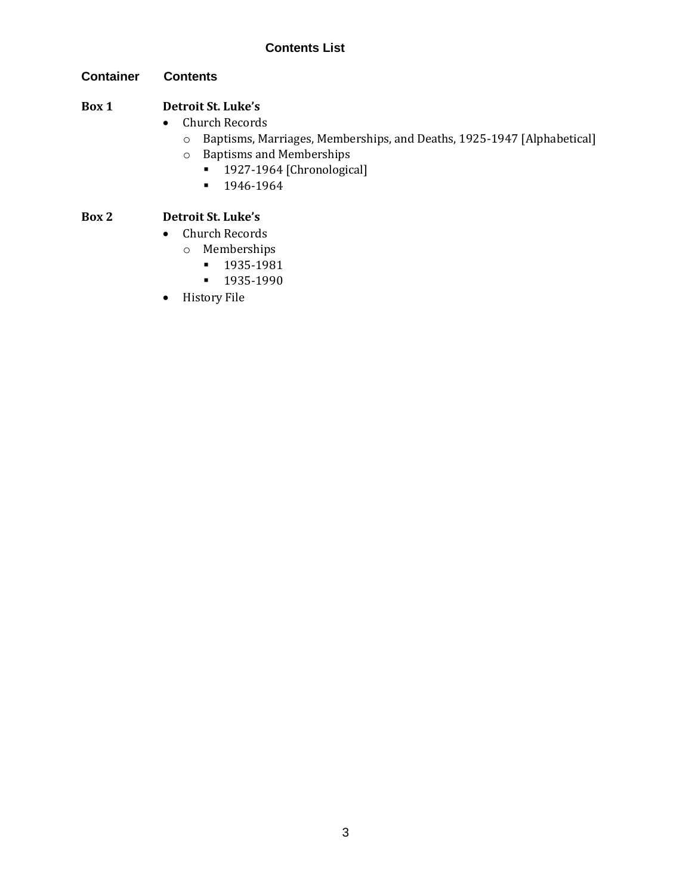## Contents List

**Container** **Contents**

**Box 1** **Detroit St. Luke's**

- Church Records
  - Baptisms, Marriages, Memberships, and Deaths, 1925-1947 [Alphabetical]
  - Baptisms and Memberships
    - 1927-1964 [Chronological]
    - 1946-1964

**Box 2** **Detroit St. Luke's**

- Church Records
  - Memberships
    - 1935-1981
    - 1935-1990
- History File